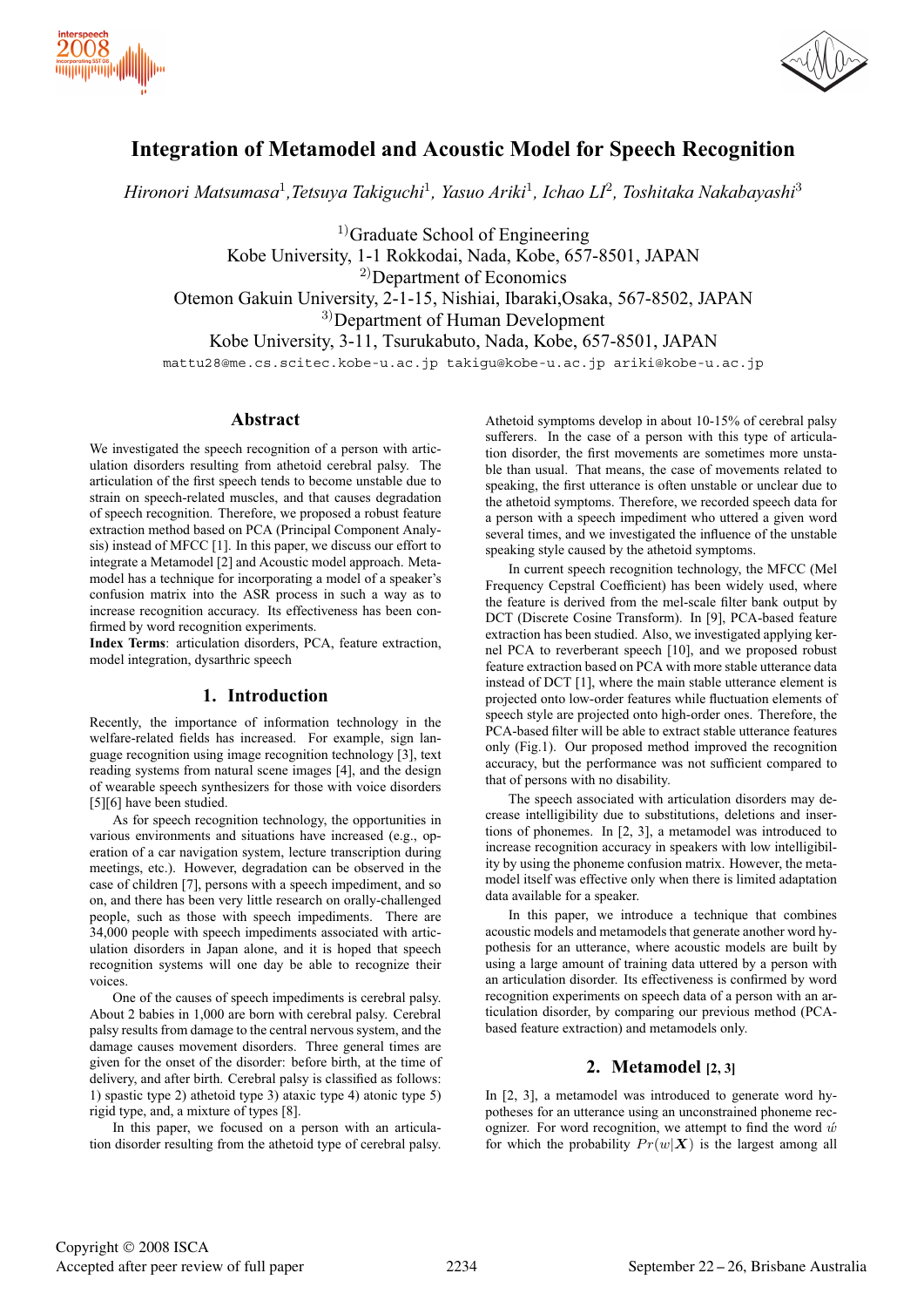# Integration of Metamodel and Acoustic Model for Speech Recognition

*Hironori Matsumasa*[1]*, Tetsuya Takiguchi*[1]*, Yasuo Ariki*[1]*, Ichao LI*[2]*, Toshitaka Nakabayashi*[3]

[1]Graduate School of Engineering
Kobe University, 1-1 Rokkodai, Nada, Kobe, 657-8501, JAPAN
[2]Department of Economics
Otemon Gakuin University, 2-1-15, Nishiai, Ibaraki,Osaka, 567-8502, JAPAN
[3]Department of Human Development
Kobe University, 3-11, Tsurukabuto, Nada, Kobe, 657-8501, JAPAN

mattu28@me.cs.scitec.kobe-u.ac.jp takigu@kobe-u.ac.jp ariki@kobe-u.ac.jp

## Abstract

We investigated the speech recognition of a person with articulation disorders resulting from athetoid cerebral palsy. The articulation of the first speech tends to become unstable due to strain on speech-related muscles, and that causes degradation of speech recognition. Therefore, we proposed a robust feature extraction method based on PCA (Principal Component Analysis) instead of MFCC [1]. In this paper, we discuss our effort to integrate a Metamodel [2] and Acoustic model approach. Metamodel has a technique for incorporating a model of a speaker's confusion matrix into the ASR process in such a way as to increase recognition accuracy. Its effectiveness has been confirmed by word recognition experiments.

**Index Terms**: articulation disorders, PCA, feature extraction, model integration, dysarthric speech

## 1. Introduction

Recently, the importance of information technology in the welfare-related fields has increased. For example, sign language recognition using image recognition technology [3], text reading systems from natural scene images [4], and the design of wearable speech synthesizers for those with voice disorders [5][6] have been studied.

As for speech recognition technology, the opportunities in various environments and situations have increased (e.g., operation of a car navigation system, lecture transcription during meetings, etc.). However, degradation can be observed in the case of children [7], persons with a speech impediment, and so on, and there has been very little research on orally-challenged people, such as those with speech impediments. There are 34,000 people with speech impediments associated with articulation disorders in Japan alone, and it is hoped that speech recognition systems will one day be able to recognize their voices.

One of the causes of speech impediments is cerebral palsy. About 2 babies in 1,000 are born with cerebral palsy. Cerebral palsy results from damage to the central nervous system, and the damage causes movement disorders. Three general times are given for the onset of the disorder: before birth, at the time of delivery, and after birth. Cerebral palsy is classified as follows: 1) spastic type 2) athetoid type 3) ataxic type 4) atonic type 5) rigid type, and, a mixture of types [8].

In this paper, we focused on a person with an articulation disorder resulting from the athetoid type of cerebral palsy. Athetoid symptoms develop in about 10-15% of cerebral palsy sufferers. In the case of a person with this type of articulation disorder, the first movements are sometimes more unstable than usual. That means, the case of movements related to speaking, the first utterance is often unstable or unclear due to the athetoid symptoms. Therefore, we recorded speech data for a person with a speech impediment who uttered a given word several times, and we investigated the influence of the unstable speaking style caused by the athetoid symptoms.

In current speech recognition technology, the MFCC (Mel Frequency Cepstral Coefficient) has been widely used, where the feature is derived from the mel-scale filter bank output by DCT (Discrete Cosine Transform). In [9], PCA-based feature extraction has been studied. Also, we investigated applying kernel PCA to reverberant speech [10], and we proposed robust feature extraction based on PCA with more stable utterance data instead of DCT [1], where the main stable utterance element is projected onto low-order features while fluctuation elements of speech style are projected onto high-order ones. Therefore, the PCA-based filter will be able to extract stable utterance features only (Fig.1). Our proposed method improved the recognition accuracy, but the performance was not sufficient compared to that of persons with no disability.

The speech associated with articulation disorders may decrease intelligibility due to substitutions, deletions and insertions of phonemes. In [2, 3], a metamodel was introduced to increase recognition accuracy in speakers with low intelligibility by using the phoneme confusion matrix. However, the metamodel itself was effective only when there is limited adaptation data available for a speaker.

In this paper, we introduce a technique that combines acoustic models and metamodels that generate another word hypothesis for an utterance, where acoustic models are built by using a large amount of training data uttered by a person with an articulation disorder. Its effectiveness is confirmed by word recognition experiments on speech data of a person with an articulation disorder, by comparing our previous method (PCA-based feature extraction) and metamodels only.

## 2. Metamodel [2, 3]

In [2, 3], a metamodel was introduced to generate word hypotheses for an utterance using an unconstrained phoneme recognizer. For word recognition, we attempt to find the word $\acute{w}$ for which the probability $Pr(w|\boldsymbol{X})$ is the largest among all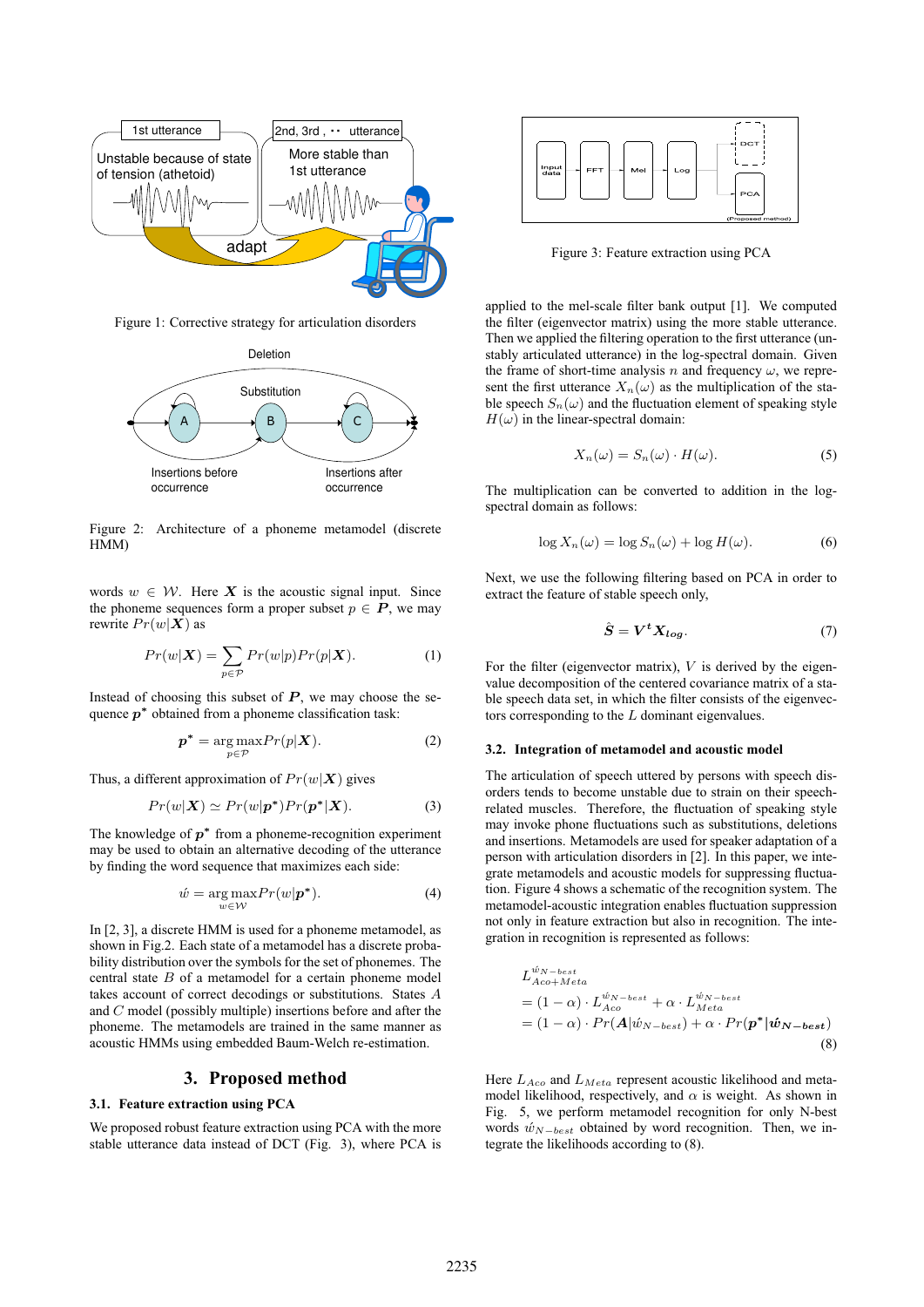Figure 1: Corrective strategy for articulation disorders

Figure 2: Architecture of a phoneme metamodel (discrete HMM)

words $w \in \mathcal{W}$. Here $\boldsymbol{X}$ is the acoustic signal input. Since the phoneme sequences form a proper subset $p \in \boldsymbol{P}$, we may rewrite $Pr(w|\boldsymbol{X})$ as

$$Pr(w|\boldsymbol{X}) = \sum_{p \in \mathcal{P}} Pr(w|p) Pr(p|\boldsymbol{X}). \tag{1}$$

Instead of choosing this subset of $\boldsymbol{P}$, we may choose the sequence $\boldsymbol{p}^*$ obtained from a phoneme classification task:

$$\boldsymbol{p}^* = \arg\max_{p \in \mathcal{P}} Pr(p|\boldsymbol{X}). \tag{2}$$

Thus, a different approximation of $Pr(w|\boldsymbol{X})$ gives

$$Pr(w|\boldsymbol{X}) \simeq Pr(w|\boldsymbol{p}^*) Pr(\boldsymbol{p}^*|\boldsymbol{X}). \tag{3}$$

The knowledge of $\boldsymbol{p}^*$ from a phoneme-recognition experiment may be used to obtain an alternative decoding of the utterance by finding the word sequence that maximizes each side:

$$\acute{w} = \arg\max_{w \in \mathcal{W}} Pr(w|\boldsymbol{p}^*). \tag{4}$$

In [2, 3], a discrete HMM is used for a phoneme metamodel, as shown in Fig.2. Each state of a metamodel has a discrete probability distribution over the symbols for the set of phonemes. The central state $B$ of a metamodel for a certain phoneme model takes account of correct decodings or substitutions. States $A$ and $C$ model (possibly multiple) insertions before and after the phoneme. The metamodels are trained in the same manner as acoustic HMMs using embedded Baum-Welch re-estimation.

## 3. Proposed method

### 3.1. Feature extraction using PCA

We proposed robust feature extraction using PCA with the more stable utterance data instead of DCT (Fig. 3), where PCA is applied to the mel-scale filter bank output [1]. We computed the filter (eigenvector matrix) using the more stable utterance. Then we applied the filtering operation to the first utterance (unstably articulated utterance) in the log-spectral domain. Given the frame of short-time analysis $n$ and frequency $\omega$, we represent the first utterance $X_n(\omega)$ as the multiplication of the stable speech $S_n(\omega)$ and the fluctuation element of speaking style $H(\omega)$ in the linear-spectral domain:

Figure 3: Feature extraction using PCA

$$X_n(\omega) = S_n(\omega) \cdot H(\omega). \tag{5}$$

The multiplication can be converted to addition in the log-spectral domain as follows:

$$\log X_n(\omega) = \log S_n(\omega) + \log H(\omega). \tag{6}$$

Next, we use the following filtering based on PCA in order to extract the feature of stable speech only,

$$\hat{\boldsymbol{S}} = \boldsymbol{V}^{\boldsymbol{t}} \boldsymbol{X}_{\boldsymbol{log}}. \tag{7}$$

For the filter (eigenvector matrix), $V$ is derived by the eigenvalue decomposition of the centered covariance matrix of a stable speech data set, in which the filter consists of the eigenvectors corresponding to the $L$ dominant eigenvalues.

### 3.2. Integration of metamodel and acoustic model

The articulation of speech uttered by persons with speech disorders tends to become unstable due to strain on their speech-related muscles. Therefore, the fluctuation of speaking style may invoke phone fluctuations such as substitutions, deletions and insertions. Metamodels are used for speaker adaptation of a person with articulation disorders in [2]. In this paper, we integrate metamodels and acoustic models for suppressing fluctuation. Figure 4 shows a schematic of the recognition system. The metamodel-acoustic integration enables fluctuation suppression not only in feature extraction but also in recognition. The integration in recognition is represented as follows:

$$
\begin{aligned}
& L_{Aco+Meta}^{\acute{w}_{N-best}} \\
&= (1-\alpha) \cdot L_{Aco}^{\acute{w}_{N-best}} + \alpha \cdot L_{Meta}^{\acute{w}_{N-best}} \\
&= (1-\alpha) \cdot Pr(\boldsymbol{A}|\acute{w}_{N-best}) + \alpha \cdot Pr(\boldsymbol{p}^*|\boldsymbol{\acute{w}_{N-best}})
\end{aligned} \tag{8}
$$

Here $L_{Aco}$ and $L_{Meta}$ represent acoustic likelihood and metamodel likelihood, respectively, and $\alpha$ is weight. As shown in Fig. 5, we perform metamodel recognition for only N-best words $\acute{w}_{N-best}$ obtained by word recognition. Then, we integrate the likelihoods according to (8).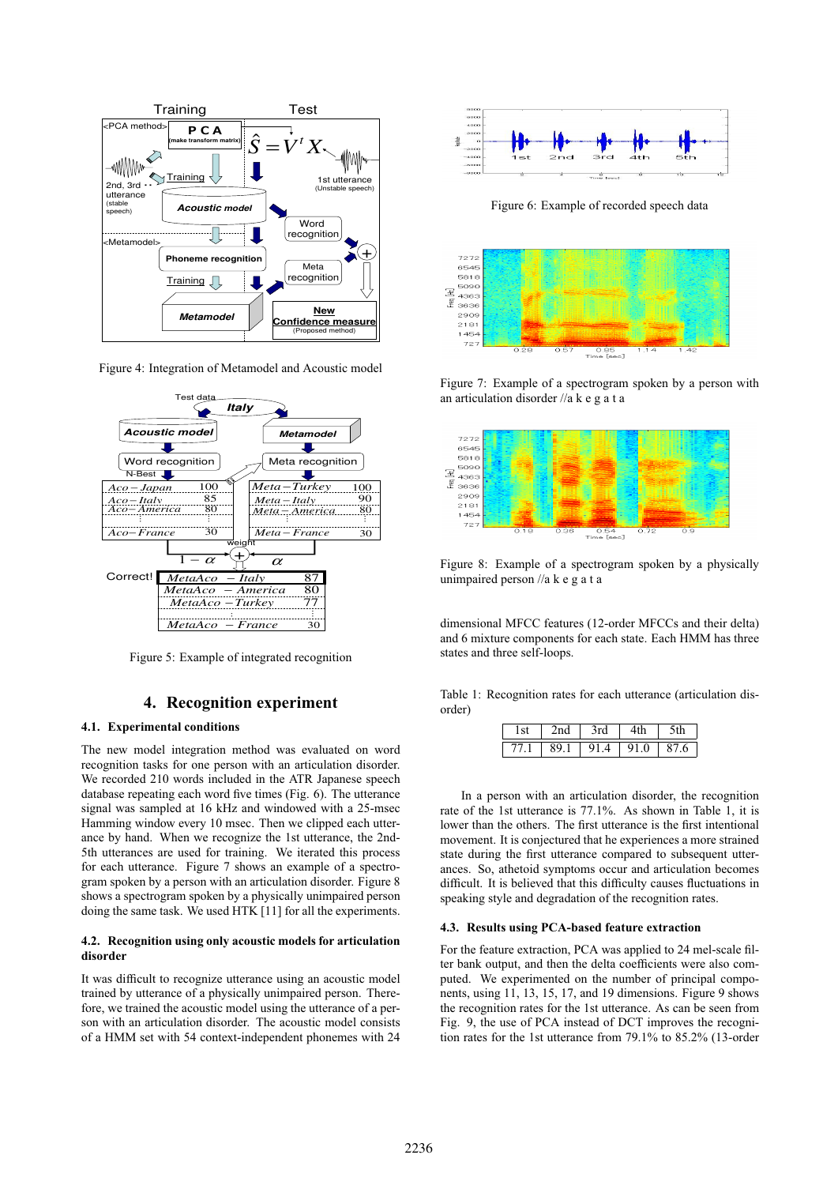Figure 4: Integration of Metamodel and Acoustic model

Figure 5: Example of integrated recognition

## 4. Recognition experiment

### 4.1. Experimental conditions

The new model integration method was evaluated on word recognition tasks for one person with an articulation disorder. We recorded 210 words included in the ATR Japanese speech database repeating each word five times (Fig. 6). The utterance signal was sampled at 16 kHz and windowed with a 25-msec Hamming window every 10 msec. Then we clipped each utterance by hand. When we recognize the 1st utterance, the 2nd-5th utterances are used for training. We iterated this process for each utterance. Figure 7 shows an example of a spectrogram spoken by a person with an articulation disorder. Figure 8 shows a spectrogram spoken by a physically unimpaired person doing the same task. We used HTK [11] for all the experiments.

### 4.2. Recognition using only acoustic models for articulation disorder

It was difficult to recognize utterance using an acoustic model trained by utterance of a physically unimpaired person. Therefore, we trained the acoustic model using the utterance of a person with an articulation disorder. The acoustic model consists of a HMM set with 54 context-independent phonemes with 24 dimensional MFCC features (12-order MFCCs and their delta) and 6 mixture components for each state. Each HMM has three states and three self-loops.

Figure 6: Example of recorded speech data

Figure 7: Example of a spectrogram spoken by a person with an articulation disorder //a k e g a t a

Figure 8: Example of a spectrogram spoken by a physically unimpaired person //a k e g a t a

Table 1: Recognition rates for each utterance (articulation disorder)

| 1st | 2nd | 3rd | 4th | 5th |
|---|---|---|---|---|
| 77.1 | 89.1 | 91.4 | 91.0 | 87.6 |

In a person with an articulation disorder, the recognition rate of the 1st utterance is 77.1%. As shown in Table 1, it is lower than the others. The first utterance is the first intentional movement. It is conjectured that he experiences a more strained state during the first utterance compared to subsequent utterances. So, athetoid symptoms occur and articulation becomes difficult. It is believed that this difficulty causes fluctuations in speaking style and degradation of the recognition rates.

### 4.3. Results using PCA-based feature extraction

For the feature extraction, PCA was applied to 24 mel-scale filter bank output, and then the delta coefficients were also computed. We experimented on the number of principal components, using 11, 13, 15, 17, and 19 dimensions. Figure 9 shows the recognition rates for the 1st utterance. As can be seen from Fig. 9, the use of PCA instead of DCT improves the recognition rates for the 1st utterance from 79.1% to 85.2% (13-order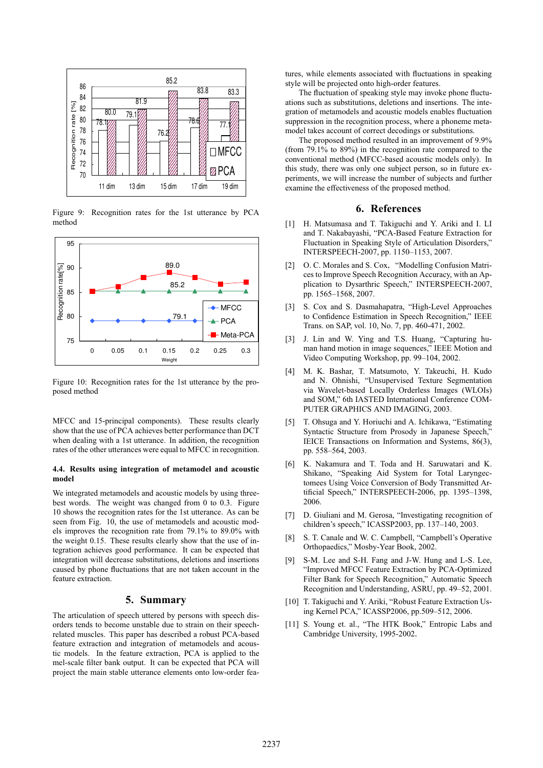86
84
82
80
78
76
74
72
70

Recognition rate [%]

85.2
83.8
83.3
81.9
80.0
79.1
78.1
78.6
77.1
76.2

11 dim
13 dim
15 dim
17 dim
19 dim

MFCC
PCA

Figure 9: Recognition rates for the 1st utterance by PCA method

95
90
85
80
75

Recognition rate[%]

89.0
85.2
79.1

0
0.05
0.1
0.15
0.2
0.25
0.3

Weight

MFCC
PCA
Meta-PCA

Figure 10: Recognition rates for the 1st utterance by the proposed method

MFCC and 15-principal components). These results clearly show that the use of PCA achieves better performance than DCT when dealing with a 1st utterance. In addition, the recognition rates of the other utterances were equal to MFCC in recognition.

### 4.4. Results using integration of metamodel and acoustic model

We integrated metamodels and acoustic models by using three-best words. The weight was changed from 0 to 0.3. Figure 10 shows the recognition rates for the 1st utterance. As can be seen from Fig. 10, the use of metamodels and acoustic models improves the recognition rate from 79.1% to 89.0% with the weight 0.15. These results clearly show that the use of integration achieves good performance. It can be expected that integration will decrease substitutions, deletions and insertions caused by phone fluctuations that are not taken account in the feature extraction.

## 5. Summary

The articulation of speech uttered by persons with speech disorders tends to become unstable due to strain on their speech-related muscles. This paper has described a robust PCA-based feature extraction and integration of metamodels and acoustic models. In the feature extraction, PCA is applied to the mel-scale filter bank output. It can be expected that PCA will project the main stable utterance elements onto low-order features, while elements associated with fluctuations in speaking style will be projected onto high-order features.

The fluctuation of speaking style may invoke phone fluctuations such as substitutions, deletions and insertions. The integration of metamodels and acoustic models enables fluctuation suppression in the recognition process, where a phoneme metamodel takes account of correct decodings or substitutions.

The proposed method resulted in an improvement of 9.9% (from 79.1% to 89%) in the recognition rate compared to the conventional method (MFCC-based acoustic models only). In this study, there was only one subject person, so in future experiments, we will increase the number of subjects and further examine the effectiveness of the proposed method.

## 6. References

[1] H. Matsumasa and T. Takiguchi and Y. Ariki and I. LI and T. Nakabayashi, “PCA-Based Feature Extraction for Fluctuation in Speaking Style of Articulation Disorders,” INTERSPEECH-2007, pp. 1150–1153, 2007.

[2] O. C. Morales and S. Cox, “Modelling Confusion Matrices to Improve Speech Recognition Accuracy, with an Application to Dysarthric Speech,” INTERSPEECH-2007, pp. 1565–1568, 2007.

[3] S. Cox and S. Dasmahapatra, “High-Level Approaches to Confidence Estimation in Speech Recognition,” IEEE Trans. on SAP, vol. 10, No. 7, pp. 460-471, 2002.

[3] J. Lin and W. Ying and T.S. Huang, “Capturing human hand motion in image sequences,” IEEE Motion and Video Computing Workshop, pp. 99–104, 2002.

[4] M. K. Bashar, T. Matsumoto, Y. Takeuchi, H. Kudo and N. Ohnishi, “Unsupervised Texture Segmentation via Wavelet-based Locally Orderless Images (WLOIs) and SOM,” 6th IASTED International Conference COMPUTER GRAPHICS AND IMAGING, 2003.

[5] T. Ohsuga and Y. Horiuchi and A. Ichikawa, “Estimating Syntactic Structure from Prosody in Japanese Speech,” IEICE Transactions on Information and Systems, 86(3), pp. 558–564, 2003.

[6] K. Nakamura and T. Toda and H. Saruwatari and K. Shikano, “Speaking Aid System for Total Laryngectomees Using Voice Conversion of Body Transmitted Artificial Speech,” INTERSPEECH-2006, pp. 1395–1398, 2006.

[7] D. Giuliani and M. Gerosa, “Investigating recognition of children’s speech,” ICASSP2003, pp. 137–140, 2003.

[8] S. T. Canale and W. C. Campbell, “Campbell’s Operative Orthopaedics,” Mosby-Year Book, 2002.

[9] S-M. Lee and S-H. Fang and J-W. Hung and L-S. Lee, “Improved MFCC Feature Extraction by PCA-Optimized Filter Bank for Speech Recognition,” Automatic Speech Recognition and Understanding, ASRU, pp. 49–52, 2001.

[10] T. Takiguchi and Y. Ariki, “Robust Feature Extraction Using Kernel PCA,” ICASSP2006, pp.509–512, 2006.

[11] S. Young et. al., “The HTK Book,” Entropic Labs and Cambridge University, 1995-2002.